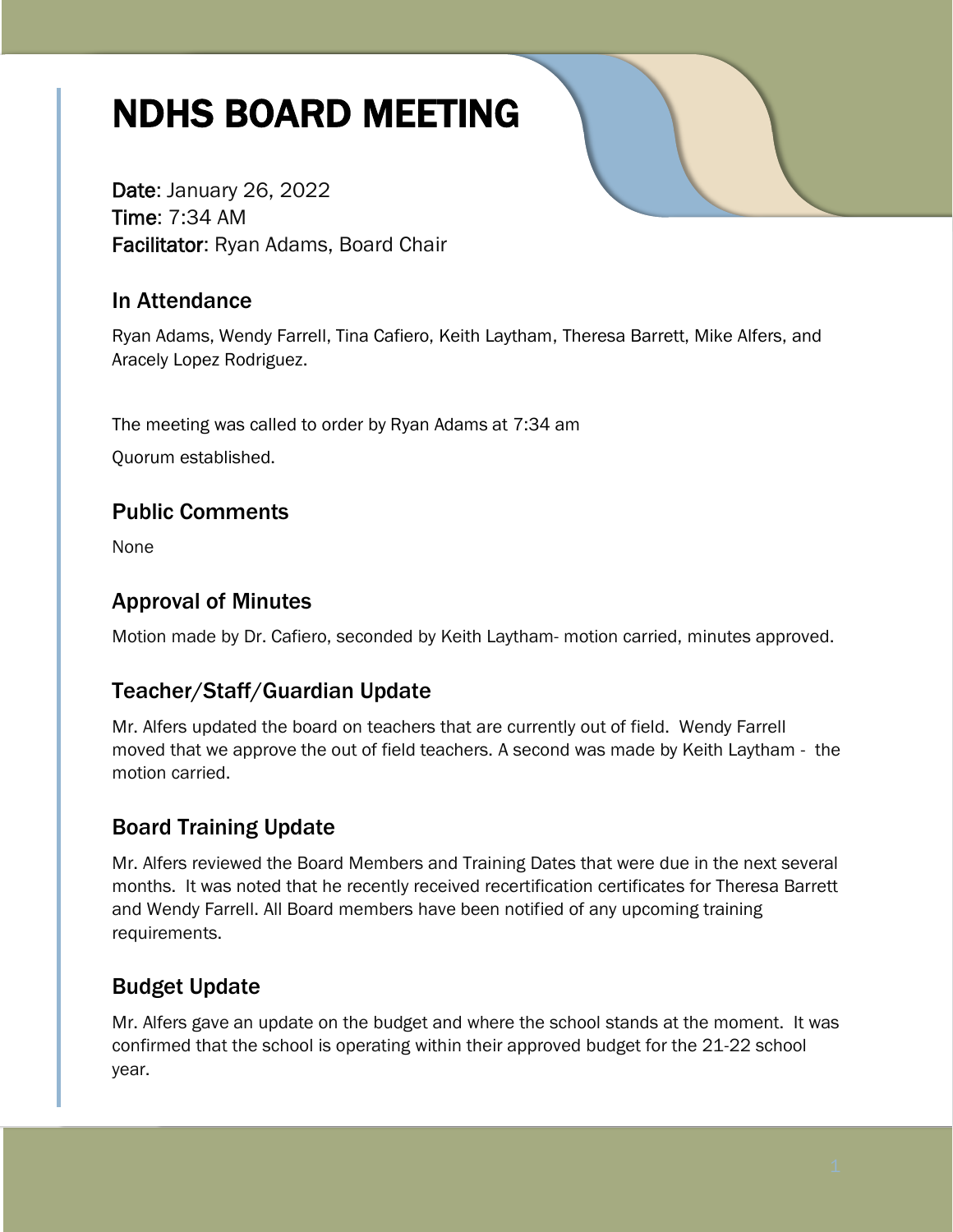# NDHS BOARD MEETING

**Date**: January 26, 2022
**Time**: 7:34 AM
**Facilitator**: Ryan Adams, Board Chair

## In Attendance

Ryan Adams, Wendy Farrell, Tina Cafiero, Keith Laytham, Theresa Barrett, Mike Alfers, and Aracely Lopez Rodriguez.

The meeting was called to order by Ryan Adams at 7:34 am

Quorum established.

## Public Comments

None

## Approval of Minutes

Motion made by Dr. Cafiero, seconded by Keith Laytham- motion carried, minutes approved.

## Teacher/Staff/Guardian Update

Mr. Alfers updated the board on teachers that are currently out of field. Wendy Farrell moved that we approve the out of field teachers. A second was made by Keith Laytham - the motion carried.

## Board Training Update

Mr. Alfers reviewed the Board Members and Training Dates that were due in the next several months. It was noted that he recently received recertification certificates for Theresa Barrett and Wendy Farrell. All Board members have been notified of any upcoming training requirements.

## Budget Update

Mr. Alfers gave an update on the budget and where the school stands at the moment. It was confirmed that the school is operating within their approved budget for the 21-22 school year.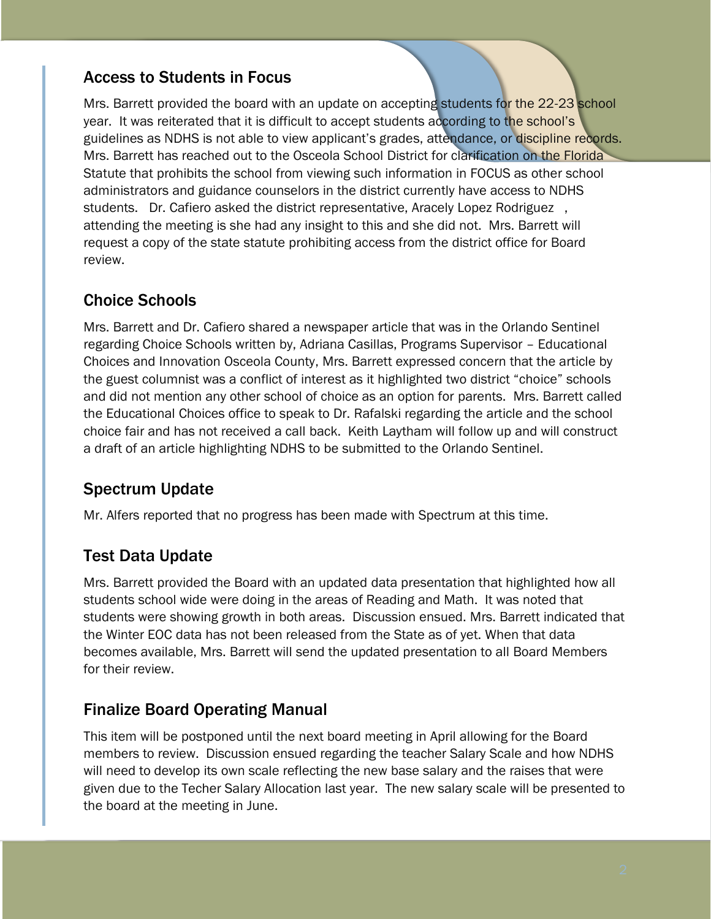## Access to Students in Focus

Mrs. Barrett provided the board with an update on accepting students for the 22-23 school year. It was reiterated that it is difficult to accept students according to the school's guidelines as NDHS is not able to view applicant's grades, attendance, or discipline records. Mrs. Barrett has reached out to the Osceola School District for clarification on the Florida Statute that prohibits the school from viewing such information in FOCUS as other school administrators and guidance counselors in the district currently have access to NDHS students. Dr. Cafiero asked the district representative, Aracely Lopez Rodriguez , attending the meeting is she had any insight to this and she did not. Mrs. Barrett will request a copy of the state statute prohibiting access from the district office for Board review.

## Choice Schools

Mrs. Barrett and Dr. Cafiero shared a newspaper article that was in the Orlando Sentinel regarding Choice Schools written by, Adriana Casillas, Programs Supervisor – Educational Choices and Innovation Osceola County, Mrs. Barrett expressed concern that the article by the guest columnist was a conflict of interest as it highlighted two district "choice" schools and did not mention any other school of choice as an option for parents. Mrs. Barrett called the Educational Choices office to speak to Dr. Rafalski regarding the article and the school choice fair and has not received a call back. Keith Laytham will follow up and will construct a draft of an article highlighting NDHS to be submitted to the Orlando Sentinel.

## Spectrum Update

Mr. Alfers reported that no progress has been made with Spectrum at this time.

## Test Data Update

Mrs. Barrett provided the Board with an updated data presentation that highlighted how all students school wide were doing in the areas of Reading and Math. It was noted that students were showing growth in both areas. Discussion ensued. Mrs. Barrett indicated that the Winter EOC data has not been released from the State as of yet. When that data becomes available, Mrs. Barrett will send the updated presentation to all Board Members for their review.

## Finalize Board Operating Manual

This item will be postponed until the next board meeting in April allowing for the Board members to review. Discussion ensued regarding the teacher Salary Scale and how NDHS will need to develop its own scale reflecting the new base salary and the raises that were given due to the Techer Salary Allocation last year. The new salary scale will be presented to the board at the meeting in June.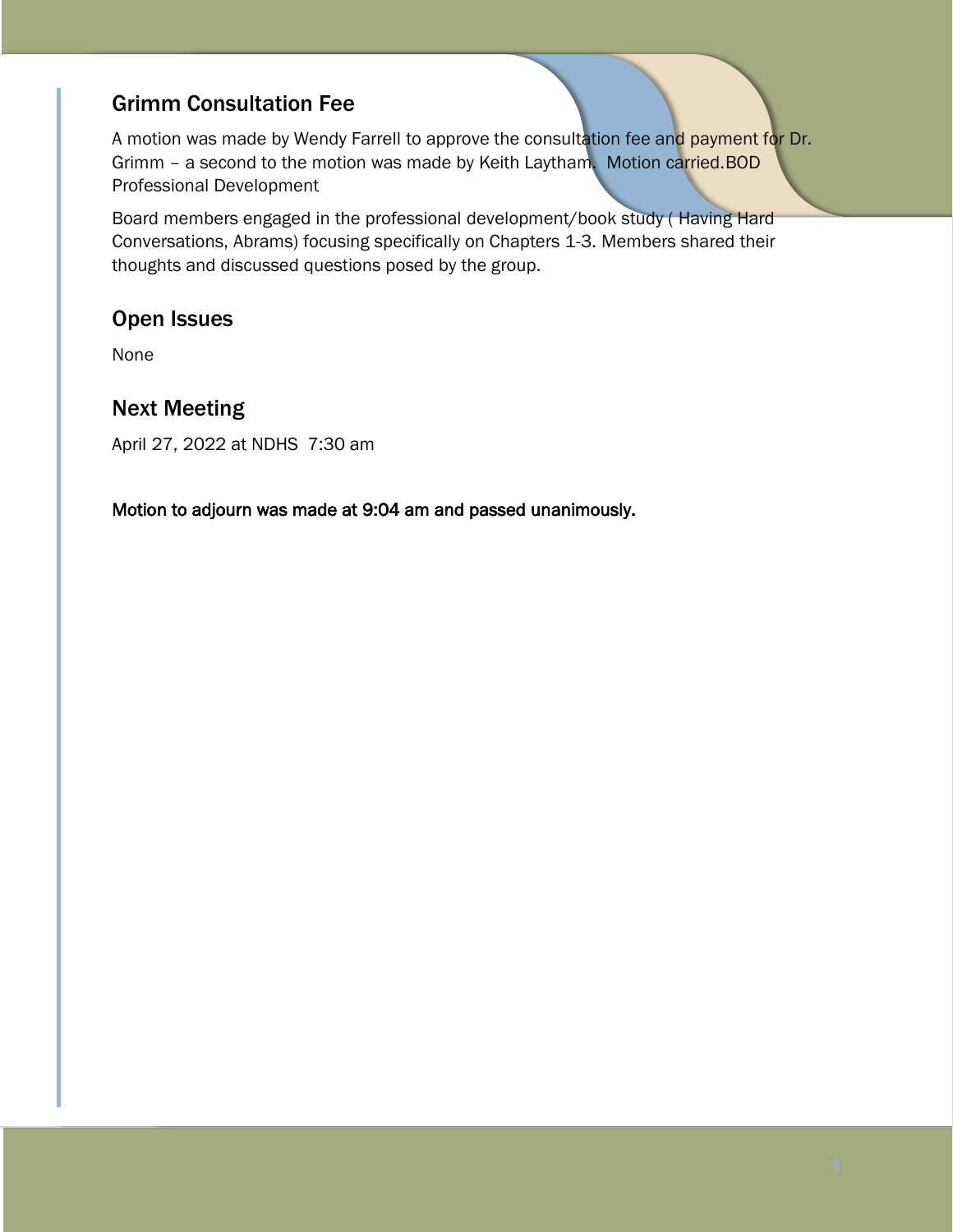## Grimm Consultation Fee

A motion was made by Wendy Farrell to approve the consultation fee and payment for Dr. Grimm – a second to the motion was made by Keith Laytham.  Motion carried.BOD Professional Development

Board members engaged in the professional development/book study ( Having Hard Conversations, Abrams) focusing specifically on Chapters 1-3. Members shared their thoughts and discussed questions posed by the group.

## Open Issues

None

## Next Meeting

April 27, 2022 at NDHS  7:30 am

**Motion to adjourn was made at 9:04 am and passed unanimously.**